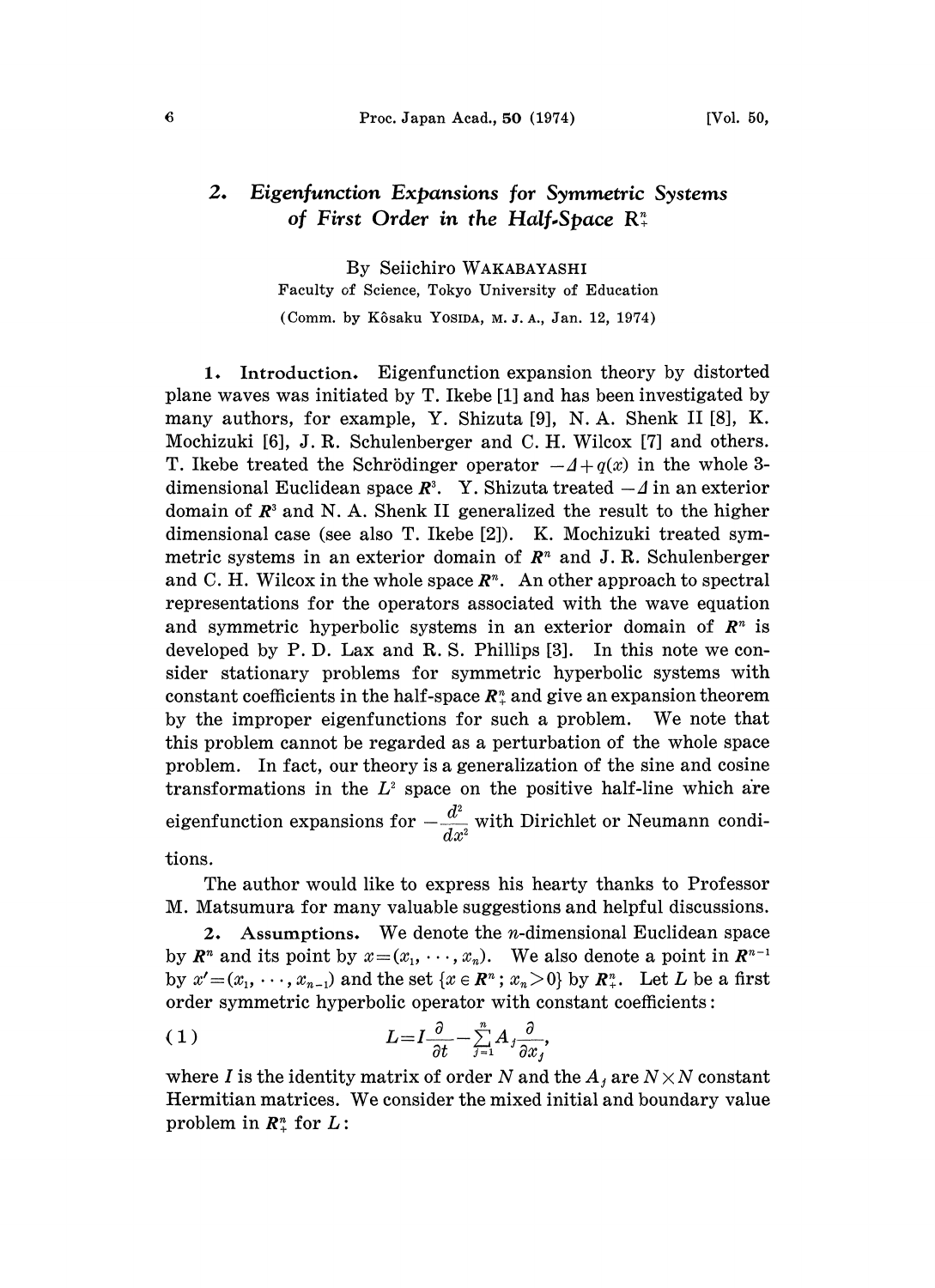# 2. *Eigenfunction Expansions for Symmetric Systems of First Order in the Half-Space* $R_+^n$

By Seiichiro WAKABAYASHI

Faculty of Science, Tokyo University of Education

(Comm. by Kôsaku YOSIDA, M. J. A., Jan. 12, 1974)

**1. Introduction.** Eigenfunction expansion theory by distorted plane waves was initiated by T. Ikebe [1] and has been investigated by many authors, for example, Y. Shizuta [9], N. A. Shenk II [8], K. Mochizuki [6], J. R. Schulenberger and C. H. Wilcox [7] and others. T. Ikebe treated the Schrödinger operator $-\Delta + q(x)$ in the whole 3-dimensional Euclidean space $\boldsymbol{R}^3$. Y. Shizuta treated $-\Delta$ in an exterior domain of $\boldsymbol{R}^3$ and N. A. Shenk II generalized the result to the higher dimensional case (see also T. Ikebe [2]). K. Mochizuki treated symmetric systems in an exterior domain of $\boldsymbol{R}^n$ and J. R. Schulenberger and C. H. Wilcox in the whole space $\boldsymbol{R}^n$. An other approach to spectral representations for the operators associated with the wave equation and symmetric hyperbolic systems in an exterior domain of $\boldsymbol{R}^n$ is developed by P. D. Lax and R. S. Phillips [3]. In this note we consider stationary problems for symmetric hyperbolic systems with constant coefficients in the half-space $\boldsymbol{R}_+^n$ and give an expansion theorem by the improper eigenfunctions for such a problem. We note that this problem cannot be regarded as a perturbation of the whole space problem. In fact, our theory is a generalization of the sine and cosine transformations in the $L^2$ space on the positive half-line which are eigenfunction expansions for $-\frac{d^2}{dx^2}$ with Dirichlet or Neumann conditions.

The author would like to express his hearty thanks to Professor M. Matsumura for many valuable suggestions and helpful discussions.

**2. Assumptions.** We denote the $n$-dimensional Euclidean space by $\boldsymbol{R}^n$ and its point by $x=(x_1, \cdots, x_n)$. We also denote a point in $\boldsymbol{R}^{n-1}$ by $x'=(x_1, \cdots, x_{n-1})$ and the set $\{x \in \boldsymbol{R}^n; x_n > 0\}$ by $\boldsymbol{R}_+^n$. Let $L$ be a first order symmetric hyperbolic operator with constant coefficients:

$$L = I\frac{\partial}{\partial t} - \sum_{j=1}^{n} A_j \frac{\partial}{\partial x_j}, \tag{1}$$

where $I$ is the identity matrix of order $N$ and the $A_j$ are $N \times N$ constant Hermitian matrices. We consider the mixed initial and boundary value problem in $\boldsymbol{R}_+^n$ for $L$: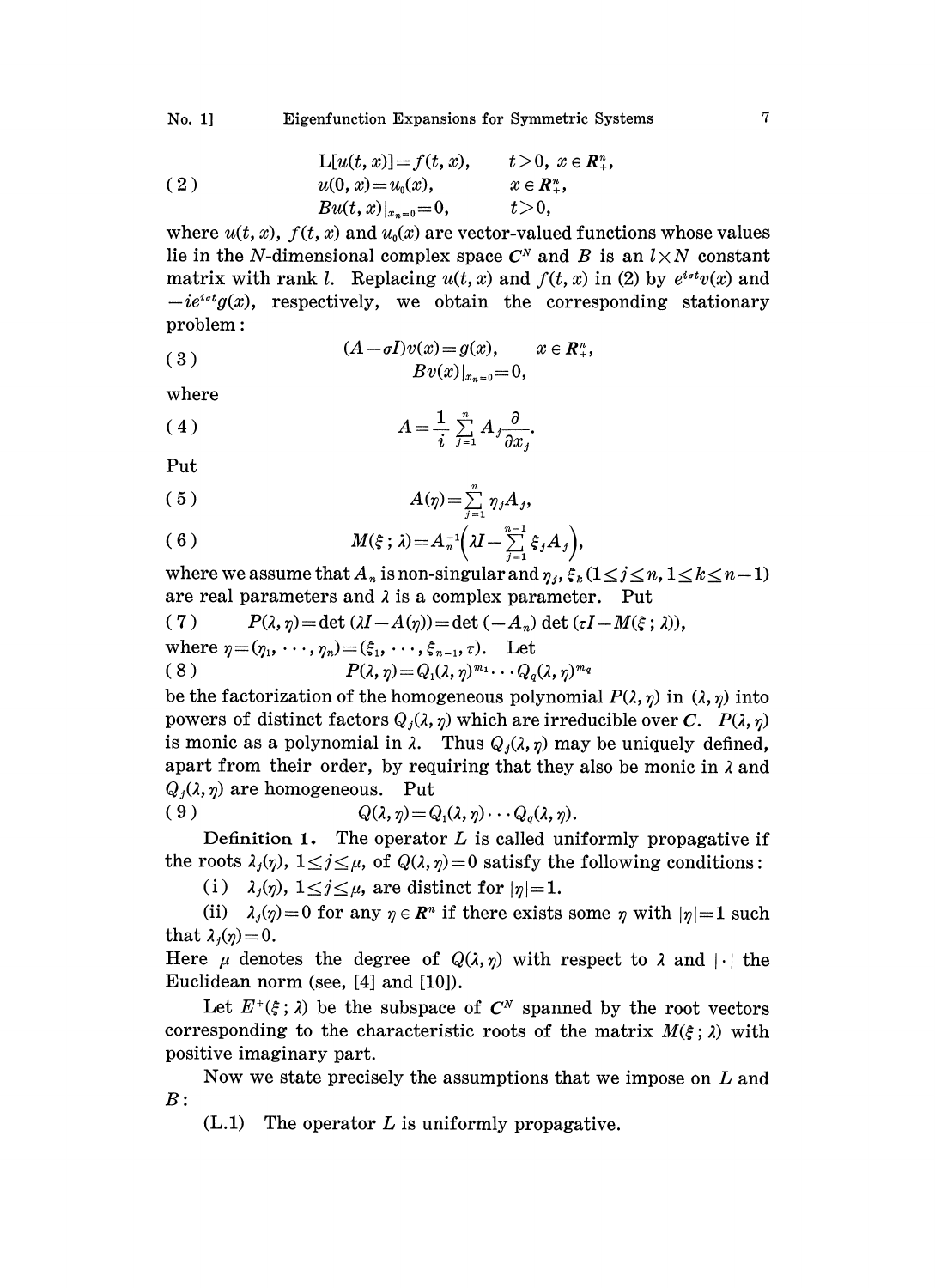$$
(2)\qquad \begin{aligned}
&\mathrm{L}[u(t,x)]=f(t,x), && t>0,\ x\in \boldsymbol{R}^n_+,\\
&u(0,x)=u_0(x), && x\in \boldsymbol{R}^n_+,\\
&Bu(t,x)|_{x_n=0}=0, && t>0,
\end{aligned}
$$

where $u(t,x)$, $f(t,x)$ and $u_0(x)$ are vector-valued functions whose values lie in the $N$-dimensional complex space $\boldsymbol{C}^N$ and $B$ is an $l\times N$ constant matrix with rank $l$. Replacing $u(t,x)$ and $f(t,x)$ in (2) by $e^{i\sigma t}v(x)$ and $-ie^{i\sigma t}g(x)$, respectively, we obtain the corresponding stationary problem:

$$
(3)\qquad \begin{aligned}
&(A-\sigma I)v(x)=g(x), \qquad x\in \boldsymbol{R}^n_+,\\
&Bv(x)|_{x_n=0}=0,
\end{aligned}
$$

where

$$
(4)\qquad A=\frac{1}{i}\sum_{j=1}^{n}A_j\frac{\partial}{\partial x_j}.
$$

Put

$$
(5)\qquad A(\eta)=\sum_{j=1}^{n}\eta_jA_j,
$$

$$
(6)\qquad M(\xi\,;\lambda)=A_n^{-1}\Big(\lambda I-\sum_{j=1}^{n-1}\xi_jA_j\Big),
$$

where we assume that $A_n$ is non-singular and $\eta_j$, $\xi_k$ $(1\le j\le n,\ 1\le k\le n-1)$ are real parameters and $\lambda$ is a complex parameter. Put

$$
(7)\qquad P(\lambda,\eta)=\det(\lambda I-A(\eta))=\det(-A_n)\det(\tau I-M(\xi\,;\lambda)),
$$

where $\eta=(\eta_1,\cdots,\eta_n)=(\xi_1,\cdots,\xi_{n-1},\tau)$. Let

$$
(8)\qquad P(\lambda,\eta)=Q_1(\lambda,\eta)^{m_1}\cdots Q_q(\lambda,\eta)^{m_q}
$$

be the factorization of the homogeneous polynomial $P(\lambda,\eta)$ in $(\lambda,\eta)$ into powers of distinct factors $Q_j(\lambda,\eta)$ which are irreducible over $\boldsymbol{C}$. $P(\lambda,\eta)$ is monic as a polynomial in $\lambda$. Thus $Q_j(\lambda,\eta)$ may be uniquely defined, apart from their order, by requiring that they also be monic in $\lambda$ and $Q_j(\lambda,\eta)$ are homogeneous. Put

$$
(9)\qquad Q(\lambda,\eta)=Q_1(\lambda,\eta)\cdots Q_q(\lambda,\eta).
$$

**Definition 1.** The operator $L$ is called uniformly propagative if the roots $\lambda_j(\eta)$, $1\le j\le\mu$, of $Q(\lambda,\eta)=0$ satisfy the following conditions:

(i) $\lambda_j(\eta)$, $1\le j\le\mu$, are distinct for $|\eta|=1$.

(ii) $\lambda_j(\eta)=0$ for any $\eta\in\boldsymbol{R}^n$ if there exists some $\eta$ with $|\eta|=1$ such that $\lambda_j(\eta)=0$.

Here $\mu$ denotes the degree of $Q(\lambda,\eta)$ with respect to $\lambda$ and $|\cdot|$ the Euclidean norm (see, [4] and [10]).

Let $E^+(\xi\,;\lambda)$ be the subspace of $\boldsymbol{C}^N$ spanned by the root vectors corresponding to the characteristic roots of the matrix $M(\xi\,;\lambda)$ with positive imaginary part.

Now we state precisely the assumptions that we impose on $L$ and $B$:

(L.1) The operator $L$ is uniformly propagative.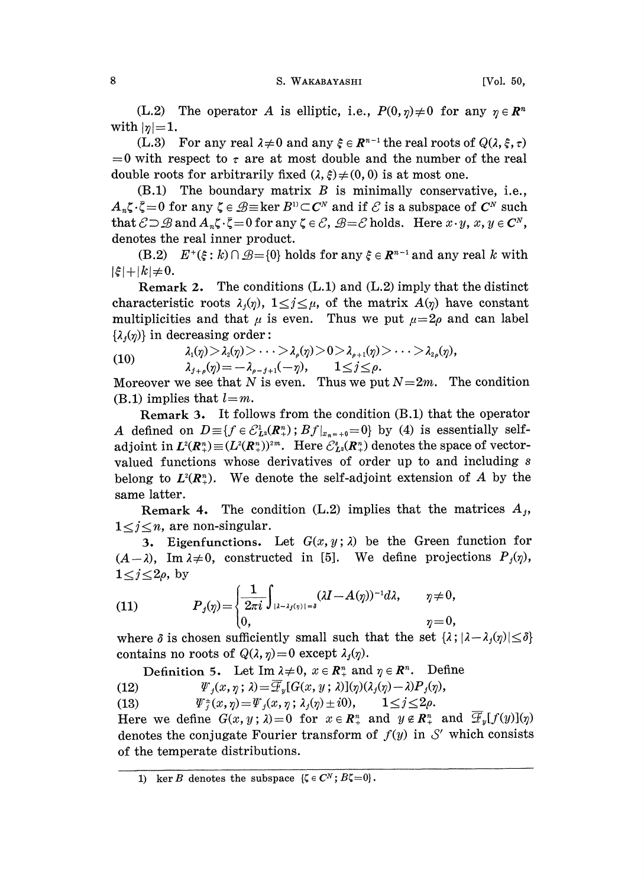(L.2) The operator $A$ is elliptic, i.e., $P(0, \eta) \neq 0$ for any $\eta \in \boldsymbol{R}^n$ with $|\eta|=1$.

(L.3) For any real $\lambda \neq 0$ and any $\xi \in \boldsymbol{R}^{n-1}$ the real roots of $Q(\lambda, \xi, \tau) = 0$ with respect to $\tau$ are at most double and the number of the real double roots for arbitrarily fixed $(\lambda, \xi) \neq (0, 0)$ is at most one.

(B.1) The boundary matrix $B$ is minimally conservative, i.e., $A_n \zeta \cdot \bar{\zeta} = 0$ for any $\zeta \in \mathcal{B} \equiv \ker B$[1] $\subset \boldsymbol{C}^N$ and if $\mathcal{E}$ is a subspace of $\boldsymbol{C}^N$ such that $\mathcal{E} \supset \mathcal{B}$ and $A_n \zeta \cdot \bar{\zeta} = 0$ for any $\zeta \in \mathcal{E}$, $\mathcal{B} = \mathcal{E}$ holds. Here $x \cdot y$, $x, y \in \boldsymbol{C}^N$, denotes the real inner product.

(B.2) $E^+(\xi : k) \cap \mathcal{B} = \{0\}$ holds for any $\xi \in \boldsymbol{R}^{n-1}$ and any real $k$ with $|\xi| + |k| \neq 0$.

**Remark 2.** The conditions (L.1) and (L.2) imply that the distinct characteristic roots $\lambda_j(\eta)$, $1 \leq j \leq \mu$, of the matrix $A(\eta)$ have constant multiplicities and that $\mu$ is even. Thus we put $\mu = 2\rho$ and can label $\{\lambda_j(\eta)\}$ in decreasing order:

$$
\begin{aligned}
&\lambda_1(\eta) > \lambda_2(\eta) > \cdots > \lambda_\rho(\eta) > 0 > \lambda_{\rho+1}(\eta) > \cdots > \lambda_{2\rho}(\eta), \\
&\lambda_{j+\rho}(\eta) = -\lambda_{\rho-j+1}(-\eta), \qquad 1 \leq j \leq \rho.
\end{aligned} \tag{10}
$$

Moreover we see that $N$ is even. Thus we put $N = 2m$. The condition (B.1) implies that $l = m$.

**Remark 3.** It follows from the condition (B.1) that the operator $A$ defined on $D \equiv \{f \in \mathcal{E}^1_{L^2}(\boldsymbol{R}^n_+) ; Bf|_{x_n=+0} = 0\}$ by (4) is essentially self-adjoint in $\boldsymbol{L}^2(\boldsymbol{R}^n_+) \equiv (L^2(\boldsymbol{R}^n_+))^{2m}$. Here $\mathcal{E}^s_{L^2}(\boldsymbol{R}^n_+)$ denotes the space of vector-valued functions whose derivatives of order up to and including $s$ belong to $\boldsymbol{L}^2(\boldsymbol{R}^n_+)$. We denote the self-adjoint extension of $A$ by the same latter.

**Remark 4.** The condition (L.2) implies that the matrices $A_j$, $1 \leq j \leq n$, are non-singular.

**3. Eigenfunctions.** Let $G(x, y ; \lambda)$ be the Green function for $(A - \lambda)$, $\operatorname{Im} \lambda \neq 0$, constructed in [5]. We define projections $P_j(\eta)$, $1 \leq j \leq 2\rho$, by

$$
P_j(\eta) = \begin{cases} \dfrac{1}{2\pi i} \displaystyle\int_{|\lambda - \lambda_j(\eta)| = \delta} (\lambda I - A(\eta))^{-1} d\lambda, & \eta \neq 0, \\ 0, & \eta = 0, \end{cases} \tag{11}
$$

where $\delta$ is chosen sufficiently small such that the set $\{\lambda ; |\lambda - \lambda_j(\eta)| \leq \delta\}$ contains no roots of $Q(\lambda, \eta) = 0$ except $\lambda_j(\eta)$.

**Definition 5.** Let $\operatorname{Im} \lambda \neq 0$, $x \in \boldsymbol{R}^n_+$ and $\eta \in \boldsymbol{R}^n$. Define

$$
\Psi_j(x, \eta ; \lambda) = \overline{\mathcal{F}}_y[G(x, y ; \lambda)](\eta)(\lambda_j(\eta) - \lambda) P_j(\eta), \tag{12}
$$

$$
\Psi_j^{\pm}(x, \eta) = \Psi_j(x, \eta ; \lambda_j(\eta) \pm i0), \qquad 1 \leq j \leq 2\rho. \tag{13}
$$

Here we define $G(x, y ; \lambda) = 0$ for $x \in \boldsymbol{R}^n_+$ and $y \notin \boldsymbol{R}^n_+$ and $\overline{\mathcal{F}}_y[f(y)](\eta)$ denotes the conjugate Fourier transform of $f(y)$ in $\mathcal{S}'$ which consists of the temperate distributions.

---

1) $\ker B$ denotes the subspace $\{\zeta \in \boldsymbol{C}^N ; B\zeta = 0\}$.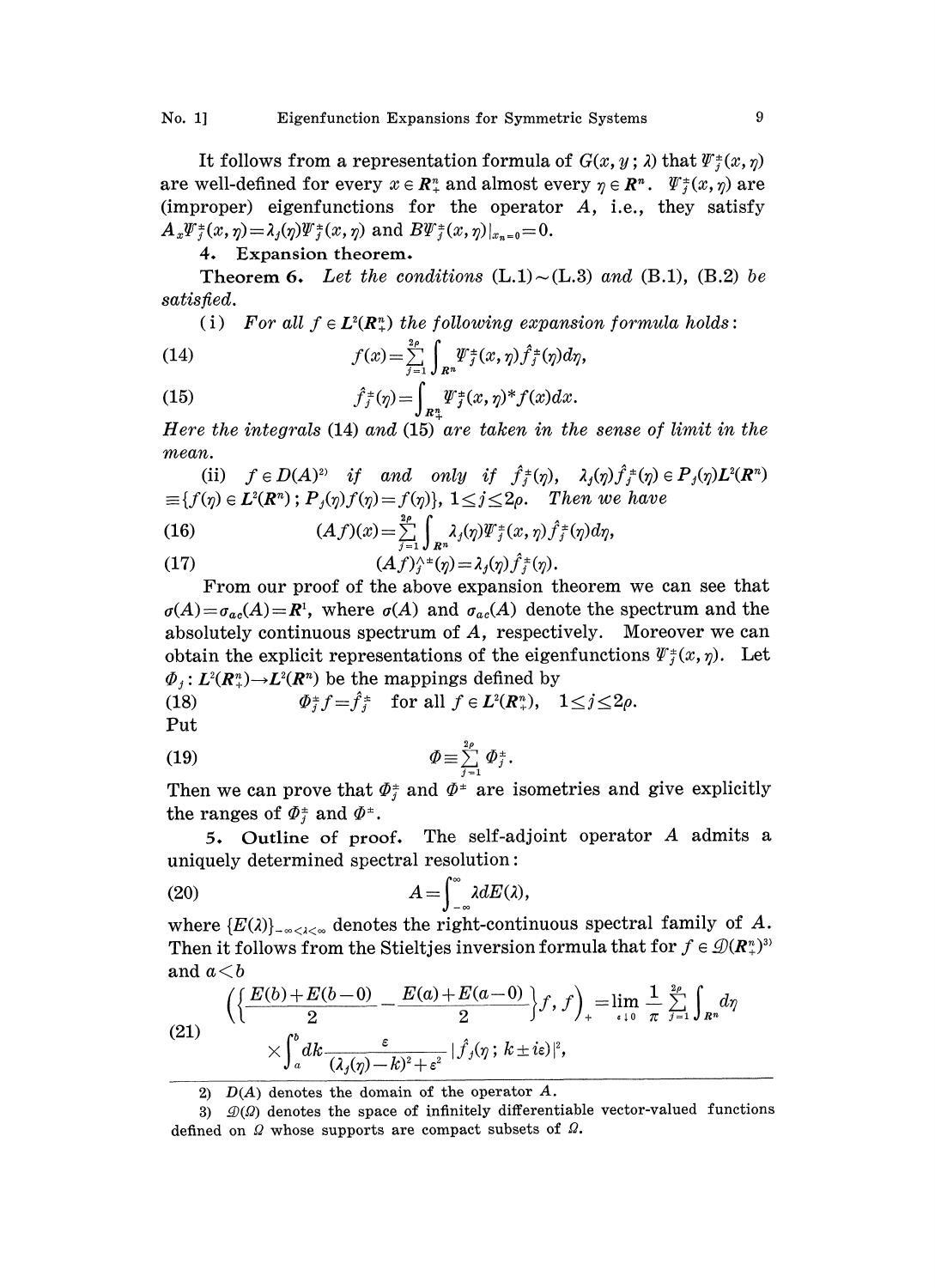It follows from a representation formula of $G(x, y; \lambda)$ that $\Psi_j^\pm(x, \eta)$ are well-defined for every $x \in \boldsymbol{R}_+^n$ and almost every $\eta \in \boldsymbol{R}^n$. $\Psi_j^\pm(x, \eta)$ are (improper) eigenfunctions for the operator $A$, i.e., they satisfy $A_x \Psi_j^\pm(x, \eta) = \lambda_j(\eta) \Psi_j^\pm(x, \eta)$ and $B\Psi_j^\pm(x, \eta)|_{x_n=0} = 0$.

## 4. Expansion theorem.

**Theorem 6.** *Let the conditions* (L.1)~(L.3) *and* (B.1), (B.2) *be satisfied.*

(i) *For all* $f \in \boldsymbol{L}^2(\boldsymbol{R}_+^n)$ *the following expansion formula holds*:

$$f(x) = \sum_{j=1}^{2\rho} \int_{\boldsymbol{R}^n} \Psi_j^\pm(x, \eta) \hat{f}_j^\pm(\eta) d\eta, \tag{14}$$

$$\hat{f}_j^\pm(\eta) = \int_{\boldsymbol{R}_+^n} \Psi_j^\pm(x, \eta)^* f(x) dx. \tag{15}$$

*Here the integrals* (14) *and* (15) *are taken in the sense of limit in the mean.*

(ii) $f \in D(A)$[2] *if and only if* $\hat{f}_j^\pm(\eta)$, $\lambda_j(\eta)\hat{f}_j^\pm(\eta) \in P_j(\eta)\boldsymbol{L}^2(\boldsymbol{R}^n) \equiv \{f(\eta) \in \boldsymbol{L}^2(\boldsymbol{R}^n);\, P_j(\eta)f(\eta) = f(\eta)\}$, $1 \leq j \leq 2\rho$. *Then we have*

$$(Af)(x) = \sum_{j=1}^{2\rho} \int_{\boldsymbol{R}^n} \lambda_j(\eta) \Psi_j^\pm(x, \eta) \hat{f}_j^\pm(\eta) d\eta, \tag{16}$$

$$(Af)_j^{\wedge\pm}(\eta) = \lambda_j(\eta) \hat{f}_j^\pm(\eta). \tag{17}$$

From our proof of the above expansion theorem we can see that $\sigma(A) = \sigma_{ac}(A) = \boldsymbol{R}^1$, where $\sigma(A)$ and $\sigma_{ac}(A)$ denote the spectrum and the absolutely continuous spectrum of $A$, respectively. Moreover we can obtain the explicit representations of the eigenfunctions $\Psi_j^\pm(x, \eta)$. Let $\Phi_j : \boldsymbol{L}^2(\boldsymbol{R}_+^n) \to \boldsymbol{L}^2(\boldsymbol{R}^n)$ be the mappings defined by

$$\Phi_j^\pm f = \hat{f}_j^\pm \quad \text{for all } f \in \boldsymbol{L}^2(\boldsymbol{R}_+^n),\ 1 \leq j \leq 2\rho. \tag{18}$$

Put

$$\Phi \equiv \sum_{j=1}^{2\rho} \Phi_j^\pm. \tag{19}$$

Then we can prove that $\Phi_j^\pm$ and $\Phi^\pm$ are isometries and give explicitly the ranges of $\Phi_j^\pm$ and $\Phi^\pm$.

## 5. Outline of proof.

The self-adjoint operator $A$ admits a uniquely determined spectral resolution:

$$A = \int_{-\infty}^{\infty} \lambda dE(\lambda), \tag{20}$$

where $\{E(\lambda)\}_{-\infty<\lambda<\infty}$ denotes the right-continuous spectral family of $A$. Then it follows from the Stieltjes inversion formula that for $f \in \mathcal{D}(\boldsymbol{R}_+^n)$[3] and $a < b$

$$\left(\left\{\frac{E(b)+E(b-0)}{2} - \frac{E(a)+E(a-0)}{2}\right\}f, f\right)_+ = \lim_{\varepsilon \downarrow 0} \frac{1}{\pi} \sum_{j=1}^{2\rho} \int_{\boldsymbol{R}^n} d\eta \times \int_a^b dk \frac{\varepsilon}{(\lambda_j(\eta) - k)^2 + \varepsilon^2} |\hat{f}_j(\eta; k \pm i\varepsilon)|^2, \tag{21}$$

---

2) $D(A)$ denotes the domain of the operator $A$.

3) $\mathcal{D}(\Omega)$ denotes the space of infinitely differentiable vector-valued functions defined on $\Omega$ whose supports are compact subsets of $\Omega$.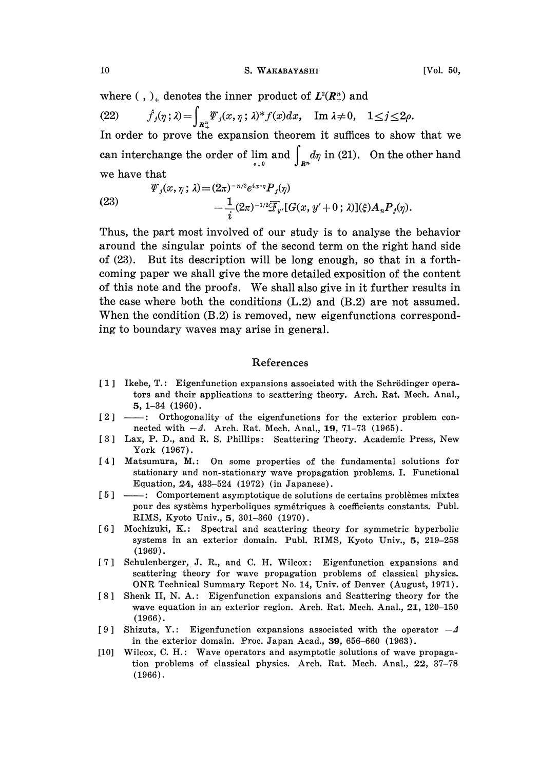where $( \, , \, )_+$ denotes the inner product of $L^2(R^n_+)$ and

$$\hat{f}_j(\eta\,;\lambda)=\int_{R^n_+}\Psi_j(x,\eta\,;\lambda)^*f(x)dx, \quad \operatorname{Im}\lambda\neq 0, \quad 1\leq j\leq 2\rho. \tag{22}$$

In order to prove the expansion theorem it suffices to show that we can interchange the order of $\lim\limits_{\epsilon\downarrow 0}$ and $\int_{R^n}d\eta$ in (21). On the other hand we have that

$$\begin{aligned}\Psi_j(x,\eta\,;\lambda)&=(2\pi)^{-n/2}e^{ix\cdot\eta}P_j(\eta)\\&\quad-\frac{1}{i}(2\pi)^{-1/2}\overline{\mathcal{F}}_{y'}[G(x,y'+0\,;\lambda)](\xi)A_nP_j(\eta).\end{aligned} \tag{23}$$

Thus, the part most involved of our study is to analyse the behavior around the singular points of the second term on the right hand side of (23). But its description will be long enough, so that in a forthcoming paper we shall give the more detailed exposition of the content of this note and the proofs. We shall also give in it further results in the case where both the conditions (L.2) and (B.2) are not assumed. When the condition (B.2) is removed, new eigenfunctions corresponding to boundary waves may arise in general.

## References

[1] Ikebe, T.: Eigenfunction expansions associated with the Schrödinger operators and their applications to scattering theory. Arch. Rat. Mech. Anal., **5**, 1–34 (1960).

[2] ——: Orthogonality of the eigenfunctions for the exterior problem connected with $-\Delta$. Arch. Rat. Mech. Anal., **19**, 71–73 (1965).

[3] Lax, P. D., and R. S. Phillips: Scattering Theory. Academic Press, New York (1967).

[4] Matsumura, M.: On some properties of the fundamental solutions for stationary and non-stationary wave propagation problems. I. Functional Equation, **24**, 433–524 (1972) (in Japanese).

[5] ——: Comportement asymptotique de solutions de certains problèmes mixtes pour des systèms hyperboliques symétriques à coefficients constants. Publ. RIMS, Kyoto Univ., **5**, 301–360 (1970).

[6] Mochizuki, K.: Spectral and scattering theory for symmetric hyperbolic systems in an exterior domain. Publ. RIMS, Kyoto Univ., **5**, 219–258 (1969).

[7] Schulenberger, J. R., and C. H. Wilcox: Eigenfunction expansions and scattering theory for wave propagation problems of classical physics. ONR Technical Summary Report No. 14, Univ. of Denver (August, 1971).

[8] Shenk II, N. A.: Eigenfunction expansions and Scattering theory for the wave equation in an exterior region. Arch. Rat. Mech. Anal., **21**, 120–150 (1966).

[9] Shizuta, Y.: Eigenfunction expansions associated with the operator $-\Delta$ in the exterior domain. Proc. Japan Acad., **39**, 656–660 (1963).

[10] Wilcox, C. H.: Wave operators and asymptotic solutions of wave propagation problems of classical physics. Arch. Rat. Mech. Anal., **22**, 37–78 (1966).